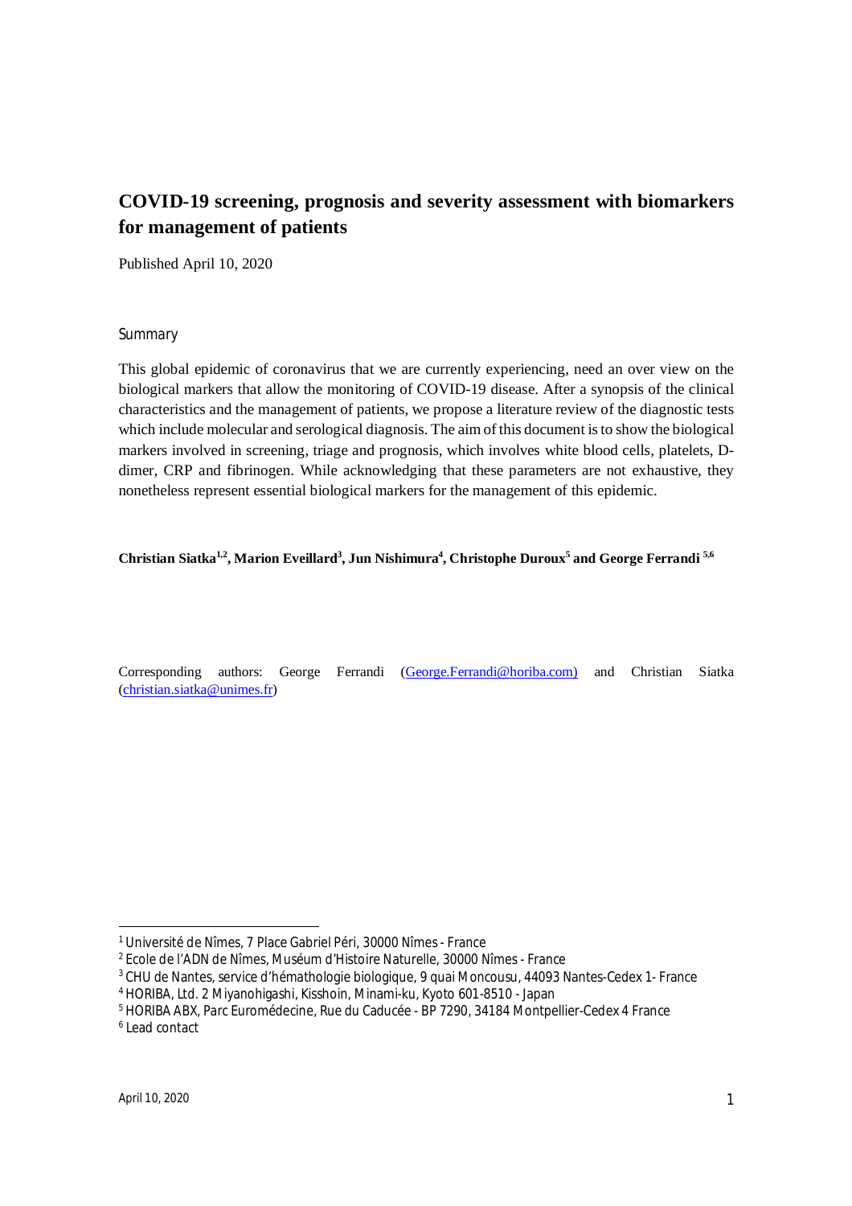# COVID-19 screening, prognosis and severity assessment with biomarkers for management of patients

Published April 10, 2020

## Summary

This global epidemic of coronavirus that we are currently experiencing, need an over view on the biological markers that allow the monitoring of COVID-19 disease. After a synopsis of the clinical characteristics and the management of patients, we propose a literature review of the diagnostic tests which include molecular and serological diagnosis. The aim of this document is to show the biological markers involved in screening, triage and prognosis, which involves white blood cells, platelets, D-dimer, CRP and fibrinogen. While acknowledging that these parameters are not exhaustive, they nonetheless represent essential biological markers for the management of this epidemic.

**Christian Siatka[1,2], Marion Eveillard[3], Jun Nishimura[4], Christophe Duroux[5] and George Ferrandi [5,6]**

Corresponding authors: George Ferrandi (George.Ferrandi@horiba.com) and Christian Siatka (christian.siatka@unimes.fr)

---

[1] Université de Nîmes, 7 Place Gabriel Péri, 30000 Nîmes - France

[2] Ecole de l'ADN de Nîmes, Muséum d'Histoire Naturelle, 30000 Nîmes - France

[3] CHU de Nantes, service d'hémathologie biologique, 9 quai Moncousu, 44093 Nantes-Cedex 1- France

[4] HORIBA, Ltd. 2 Miyanohigashi, Kisshoin, Minami-ku, Kyoto 601-8510 - Japan

[5] HORIBA ABX, Parc Euromédecine, Rue du Caducée - BP 7290, 34184 Montpellier-Cedex 4 France

[6] Lead contact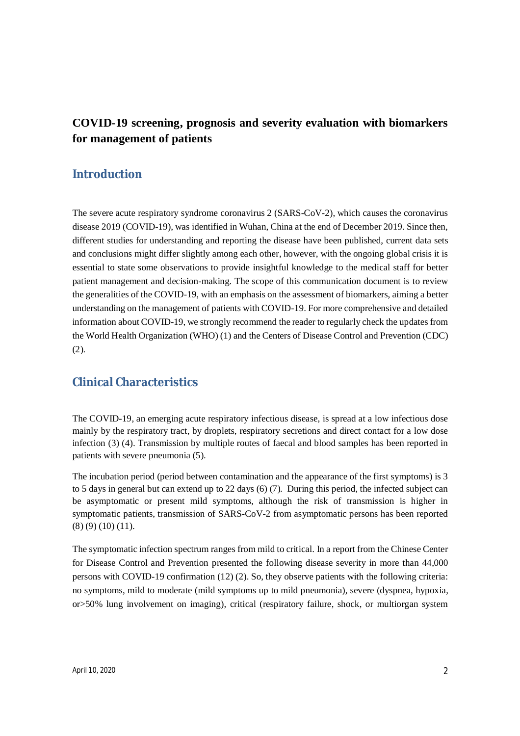# COVID-19 screening, prognosis and severity evaluation with biomarkers for management of patients

## Introduction

The severe acute respiratory syndrome coronavirus 2 (SARS-CoV-2), which causes the coronavirus disease 2019 (COVID-19), was identified in Wuhan, China at the end of December 2019. Since then, different studies for understanding and reporting the disease have been published, current data sets and conclusions might differ slightly among each other, however, with the ongoing global crisis it is essential to state some observations to provide insightful knowledge to the medical staff for better patient management and decision-making. The scope of this communication document is to review the generalities of the COVID-19, with an emphasis on the assessment of biomarkers, aiming a better understanding on the management of patients with COVID-19. For more comprehensive and detailed information about COVID-19, we strongly recommend the reader to regularly check the updates from the World Health Organization (WHO) (1) and the Centers of Disease Control and Prevention (CDC) (2).

## Clinical Characteristics

The COVID-19, an emerging acute respiratory infectious disease, is spread at a low infectious dose mainly by the respiratory tract, by droplets, respiratory secretions and direct contact for a low dose infection (3) (4). Transmission by multiple routes of faecal and blood samples has been reported in patients with severe pneumonia (5).

The incubation period (period between contamination and the appearance of the first symptoms) is 3 to 5 days in general but can extend up to 22 days (6) (7). During this period, the infected subject can be asymptomatic or present mild symptoms, although the risk of transmission is higher in symptomatic patients, transmission of SARS-CoV-2 from asymptomatic persons has been reported (8) (9) (10) (11).

The symptomatic infection spectrum ranges from mild to critical. In a report from the Chinese Center for Disease Control and Prevention presented the following disease severity in more than 44,000 persons with COVID-19 confirmation (12) (2). So, they observe patients with the following criteria: no symptoms, mild to moderate (mild symptoms up to mild pneumonia), severe (dyspnea, hypoxia, or>50% lung involvement on imaging), critical (respiratory failure, shock, or multiorgan system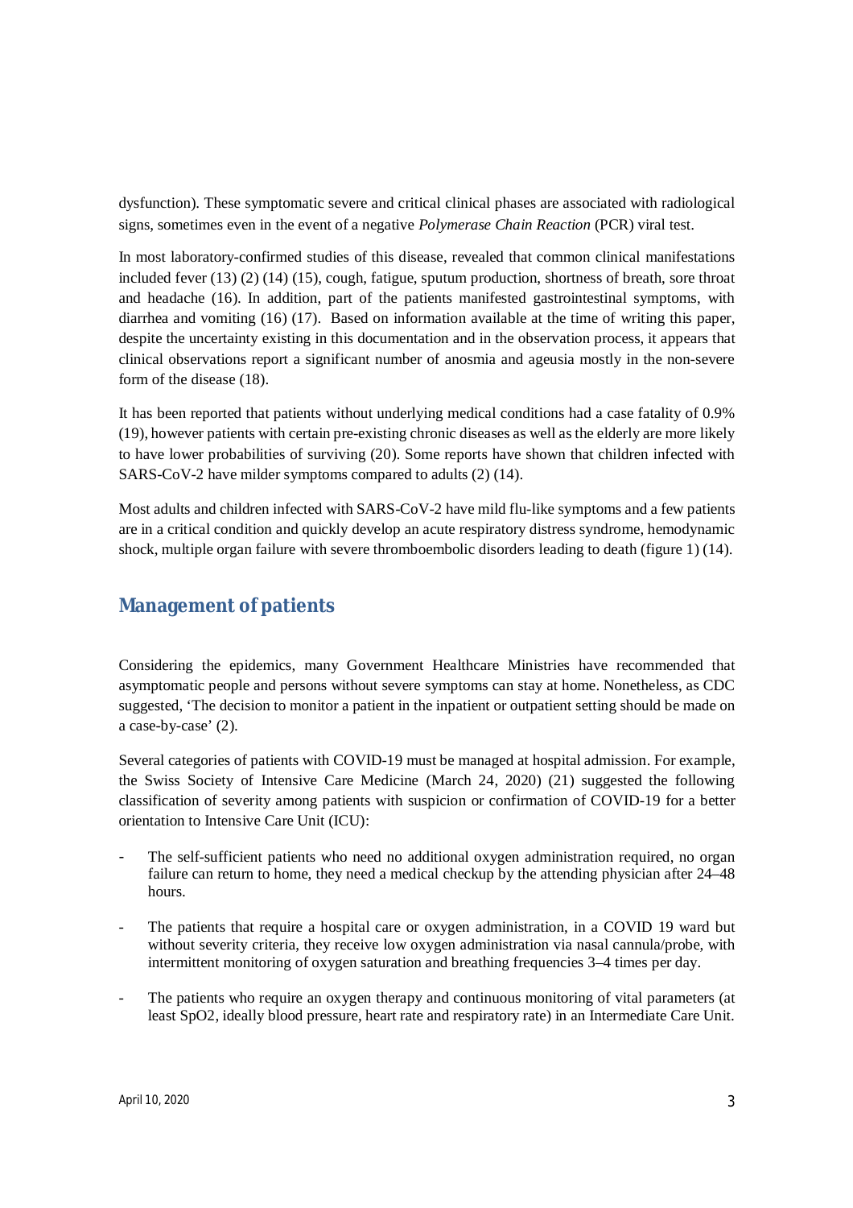dysfunction). These symptomatic severe and critical clinical phases are associated with radiological signs, sometimes even in the event of a negative *Polymerase Chain Reaction* (PCR) viral test.

In most laboratory-confirmed studies of this disease, revealed that common clinical manifestations included fever (13) (2) (14) (15), cough, fatigue, sputum production, shortness of breath, sore throat and headache (16). In addition, part of the patients manifested gastrointestinal symptoms, with diarrhea and vomiting (16) (17). Based on information available at the time of writing this paper, despite the uncertainty existing in this documentation and in the observation process, it appears that clinical observations report a significant number of anosmia and ageusia mostly in the non-severe form of the disease (18).

It has been reported that patients without underlying medical conditions had a case fatality of 0.9% (19), however patients with certain pre-existing chronic diseases as well as the elderly are more likely to have lower probabilities of surviving (20). Some reports have shown that children infected with SARS-CoV-2 have milder symptoms compared to adults (2) (14).

Most adults and children infected with SARS-CoV-2 have mild flu-like symptoms and a few patients are in a critical condition and quickly develop an acute respiratory distress syndrome, hemodynamic shock, multiple organ failure with severe thromboembolic disorders leading to death (figure 1) (14).

## Management of patients

Considering the epidemics, many Government Healthcare Ministries have recommended that asymptomatic people and persons without severe symptoms can stay at home. Nonetheless, as CDC suggested, 'The decision to monitor a patient in the inpatient or outpatient setting should be made on a case-by-case' (2).

Several categories of patients with COVID-19 must be managed at hospital admission. For example, the Swiss Society of Intensive Care Medicine (March 24, 2020) (21) suggested the following classification of severity among patients with suspicion or confirmation of COVID-19 for a better orientation to Intensive Care Unit (ICU):

- The self-sufficient patients who need no additional oxygen administration required, no organ failure can return to home, they need a medical checkup by the attending physician after 24–48 hours.
- The patients that require a hospital care or oxygen administration, in a COVID 19 ward but without severity criteria, they receive low oxygen administration via nasal cannula/probe, with intermittent monitoring of oxygen saturation and breathing frequencies 3–4 times per day.
- The patients who require an oxygen therapy and continuous monitoring of vital parameters (at least SpO2, ideally blood pressure, heart rate and respiratory rate) in an Intermediate Care Unit.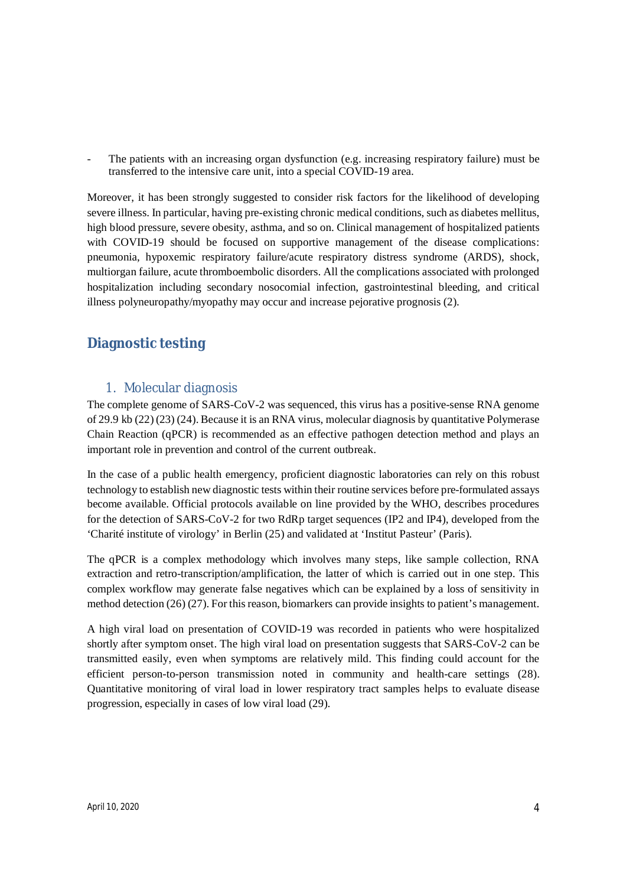- The patients with an increasing organ dysfunction (e.g. increasing respiratory failure) must be transferred to the intensive care unit, into a special COVID-19 area.

Moreover, it has been strongly suggested to consider risk factors for the likelihood of developing severe illness. In particular, having pre-existing chronic medical conditions, such as diabetes mellitus, high blood pressure, severe obesity, asthma, and so on. Clinical management of hospitalized patients with COVID-19 should be focused on supportive management of the disease complications: pneumonia, hypoxemic respiratory failure/acute respiratory distress syndrome (ARDS), shock, multiorgan failure, acute thromboembolic disorders. All the complications associated with prolonged hospitalization including secondary nosocomial infection, gastrointestinal bleeding, and critical illness polyneuropathy/myopathy may occur and increase pejorative prognosis (2).

## Diagnostic testing

### 1. Molecular diagnosis

The complete genome of SARS-CoV-2 was sequenced, this virus has a positive-sense RNA genome of 29.9 kb (22) (23) (24). Because it is an RNA virus, molecular diagnosis by quantitative Polymerase Chain Reaction (qPCR) is recommended as an effective pathogen detection method and plays an important role in prevention and control of the current outbreak.

In the case of a public health emergency, proficient diagnostic laboratories can rely on this robust technology to establish new diagnostic tests within their routine services before pre-formulated assays become available. Official protocols available on line provided by the WHO, describes procedures for the detection of SARS-CoV-2 for two RdRp target sequences (IP2 and IP4), developed from the 'Charité institute of virology' in Berlin (25) and validated at 'Institut Pasteur' (Paris).

The qPCR is a complex methodology which involves many steps, like sample collection, RNA extraction and retro-transcription/amplification, the latter of which is carried out in one step. This complex workflow may generate false negatives which can be explained by a loss of sensitivity in method detection (26) (27). For this reason, biomarkers can provide insights to patient's management.

A high viral load on presentation of COVID-19 was recorded in patients who were hospitalized shortly after symptom onset. The high viral load on presentation suggests that SARS-CoV-2 can be transmitted easily, even when symptoms are relatively mild. This finding could account for the efficient person-to-person transmission noted in community and health-care settings (28). Quantitative monitoring of viral load in lower respiratory tract samples helps to evaluate disease progression, especially in cases of low viral load (29).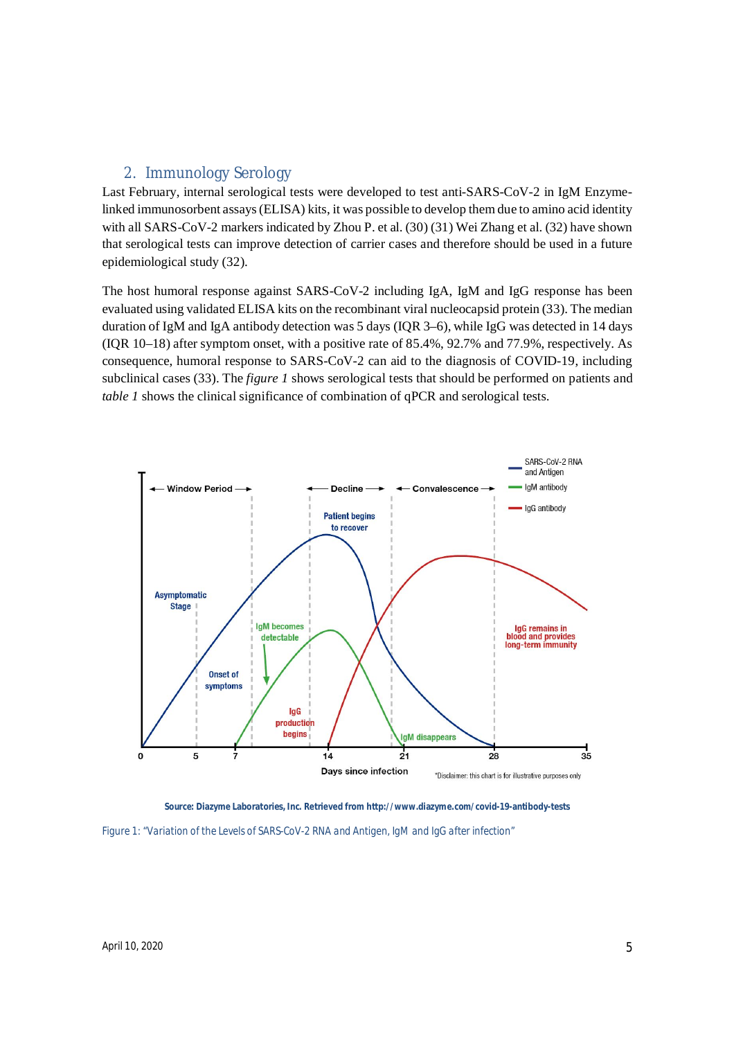## 2. Immunology Serology

Last February, internal serological tests were developed to test anti-SARS-CoV-2 in IgM Enzyme-linked immunosorbent assays (ELISA) kits, it was possible to develop them due to amino acid identity with all SARS-CoV-2 markers indicated by Zhou P. et al. (30) (31) Wei Zhang et al. (32) have shown that serological tests can improve detection of carrier cases and therefore should be used in a future epidemiological study (32).

The host humoral response against SARS-CoV-2 including IgA, IgM and IgG response has been evaluated using validated ELISA kits on the recombinant viral nucleocapsid protein (33). The median duration of IgM and IgA antibody detection was 5 days (IQR 3–6), while IgG was detected in 14 days (IQR 10–18) after symptom onset, with a positive rate of 85.4%, 92.7% and 77.9%, respectively. As consequence, humoral response to SARS-CoV-2 can aid to the diagnosis of COVID-19, including subclinical cases (33). The *figure 1* shows serological tests that should be performed on patients and *table 1* shows the clinical significance of combination of qPCR and serological tests.

Source: Diazyme Laboratories, Inc. Retrieved from http://www.diazyme.com/covid-19-antibody-tests

Figure 1: "Variation of the Levels of SARS-CoV-2 RNA and Antigen, IgM and IgG after infection"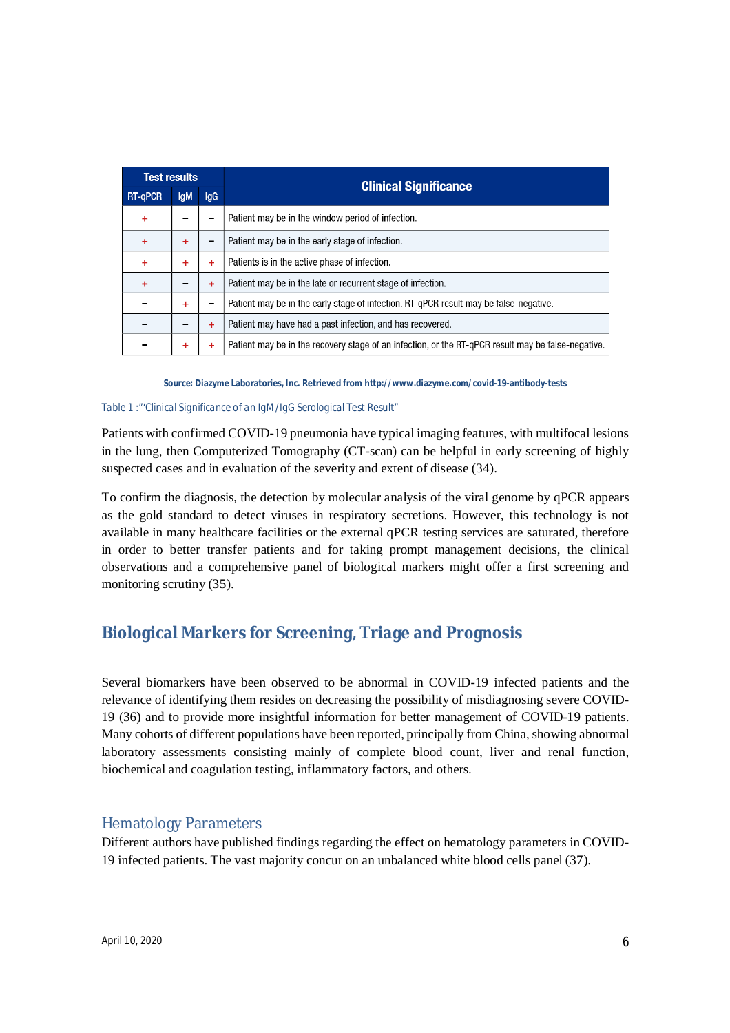| Test results | | | Clinical Significance |
|---|---|---|---|
| RT-qPCR | IgM | IgG | |
| + | – | – | Patient may be in the window period of infection. |
| + | + | – | Patient may be in the early stage of infection. |
| + | + | + | Patients is in the active phase of infection. |
| + | – | + | Patient may be in the late or recurrent stage of infection. |
| – | + | – | Patient may be in the early stage of infection. RT-qPCR result may be false-negative. |
| – | – | + | Patient may have had a past infection, and has recovered. |
| – | + | + | Patient may be in the recovery stage of an infection, or the RT-qPCR result may be false-negative. |

**Source: Diazyme Laboratories, Inc. Retrieved from http://www.diazyme.com/covid-19-antibody-tests**

*Table 1 :"'Clinical Significance of an IgM/IgG Serological Test Result"*

Patients with confirmed COVID-19 pneumonia have typical imaging features, with multifocal lesions in the lung, then Computerized Tomography (CT-scan) can be helpful in early screening of highly suspected cases and in evaluation of the severity and extent of disease (34).

To confirm the diagnosis, the detection by molecular analysis of the viral genome by qPCR appears as the gold standard to detect viruses in respiratory secretions. However, this technology is not available in many healthcare facilities or the external qPCR testing services are saturated, therefore in order to better transfer patients and for taking prompt management decisions, the clinical observations and a comprehensive panel of biological markers might offer a first screening and monitoring scrutiny (35).

## Biological Markers for Screening, Triage and Prognosis

Several biomarkers have been observed to be abnormal in COVID-19 infected patients and the relevance of identifying them resides on decreasing the possibility of misdiagnosing severe COVID-19 (36) and to provide more insightful information for better management of COVID-19 patients. Many cohorts of different populations have been reported, principally from China, showing abnormal laboratory assessments consisting mainly of complete blood count, liver and renal function, biochemical and coagulation testing, inflammatory factors, and others.

### Hematology Parameters

Different authors have published findings regarding the effect on hematology parameters in COVID-19 infected patients. The vast majority concur on an unbalanced white blood cells panel (37).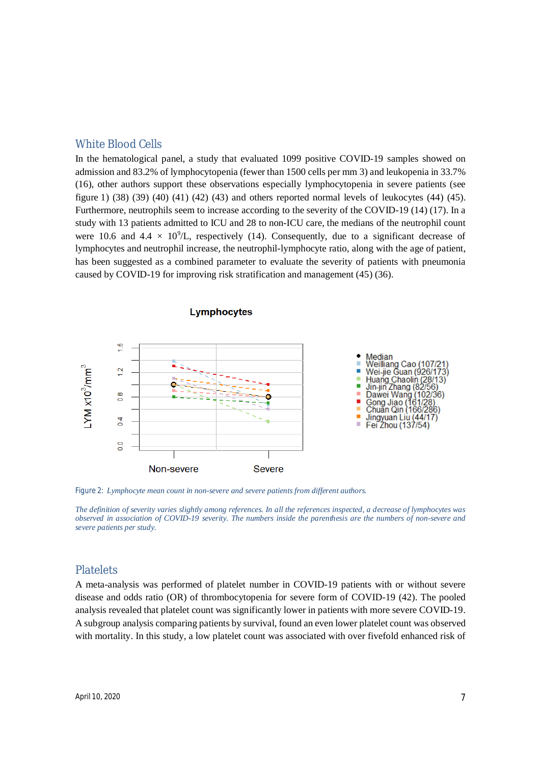## White Blood Cells

In the hematological panel, a study that evaluated 1099 positive COVID-19 samples showed on admission and 83.2% of lymphocytopenia (fewer than 1500 cells per mm 3) and leukopenia in 33.7% (16), other authors support these observations especially lymphocytopenia in severe patients (see figure 1) (38) (39) (40) (41) (42) (43) and others reported normal levels of leukocytes (44) (45). Furthermore, neutrophils seem to increase according to the severity of the COVID-19 (14) (17). In a study with 13 patients admitted to ICU and 28 to non-ICU care, the medians of the neutrophil count were 10.6 and 4.4 × $10^9$/L, respectively (14). Consequently, due to a significant decrease of lymphocytes and neutrophil increase, the neutrophil-lymphocyte ratio, along with the age of patient, has been suggested as a combined parameter to evaluate the severity of patients with pneumonia caused by COVID-19 for improving risk stratification and management (45) (36).

Lymphocytes

LYM x10³/mm³

Non-severe | Severe

- Median
- Weilliang Cao (107/21)
- Wei-jie Guan (926/173)
- Huang Chaolin (28/13)
- Jin-jin Zhang (82/56)
- Dawei Wang (102/36)
- Gong Jiao (161/28)
- Chuan Qin (166/286)
- Jingyuan Liu (44/17)
- Fei Zhou (137/54)

Figure 2: *Lymphocyte mean count in non-severe and severe patients from different authors.*

*The definition of severity varies slightly among references. In all the references inspected, a decrease of lymphocytes was observed in association of COVID-19 severity. The numbers inside the parenthesis are the numbers of non-severe and severe patients per study.*

## Platelets

A meta-analysis was performed of platelet number in COVID-19 patients with or without severe disease and odds ratio (OR) of thrombocytopenia for severe form of COVID-19 (42). The pooled analysis revealed that platelet count was significantly lower in patients with more severe COVID-19. A subgroup analysis comparing patients by survival, found an even lower platelet count was observed with mortality. In this study, a low platelet count was associated with over fivefold enhanced risk of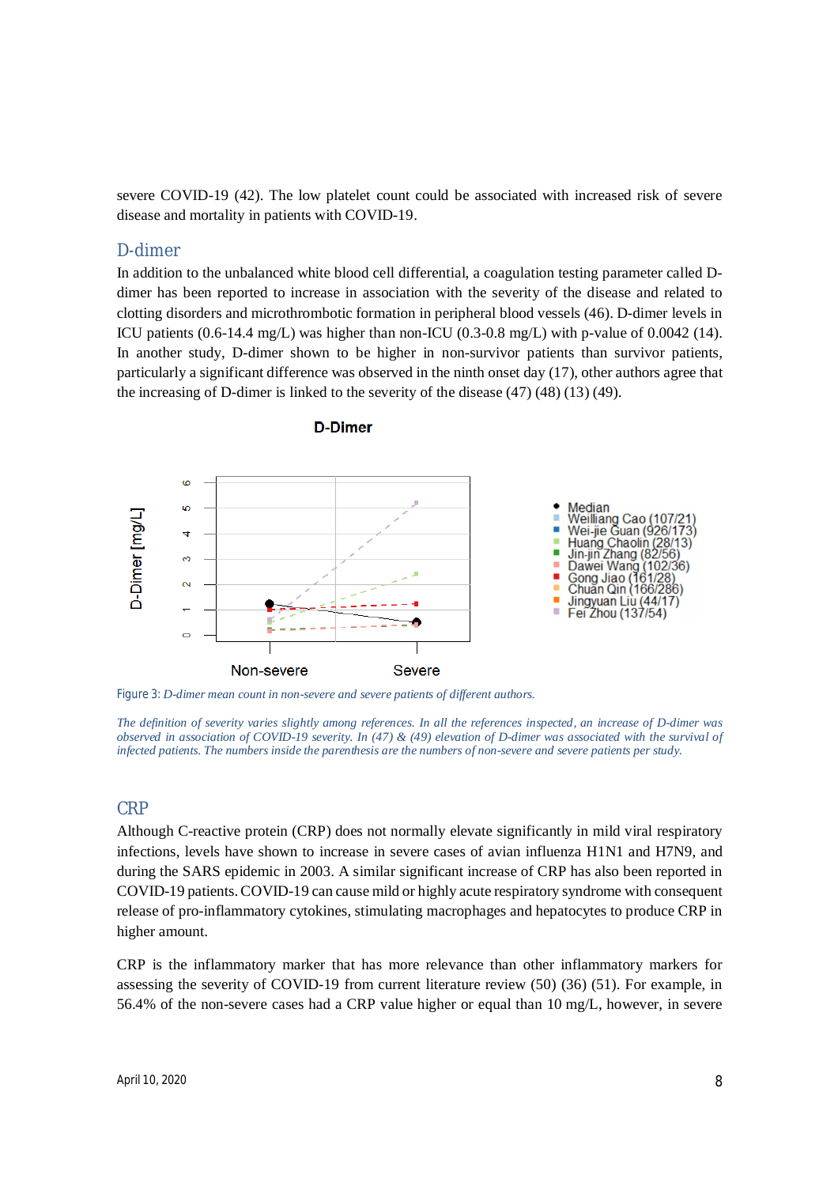severe COVID-19 (42). The low platelet count could be associated with increased risk of severe disease and mortality in patients with COVID-19.

## D-dimer

In addition to the unbalanced white blood cell differential, a coagulation testing parameter called D-dimer has been reported to increase in association with the severity of the disease and related to clotting disorders and microthrombotic formation in peripheral blood vessels (46). D-dimer levels in ICU patients (0.6-14.4 mg/L) was higher than non-ICU (0.3-0.8 mg/L) with p-value of 0.0042 (14). In another study, D-dimer shown to be higher in non-survivor patients than survivor patients, particularly a significant difference was observed in the ninth onset day (17), other authors agree that the increasing of D-dimer is linked to the severity of the disease (47) (48) (13) (49).

Figure 3: *D-dimer mean count in non-severe and severe patients of different authors.*

*The definition of severity varies slightly among references. In all the references inspected, an increase of D-dimer was observed in association of COVID-19 severity. In (47) & (49) elevation of D-dimer was associated with the survival of infected patients. The numbers inside the parenthesis are the numbers of non-severe and severe patients per study.*

## CRP

Although C-reactive protein (CRP) does not normally elevate significantly in mild viral respiratory infections, levels have shown to increase in severe cases of avian influenza H1N1 and H7N9, and during the SARS epidemic in 2003. A similar significant increase of CRP has also been reported in COVID-19 patients. COVID-19 can cause mild or highly acute respiratory syndrome with consequent release of pro-inflammatory cytokines, stimulating macrophages and hepatocytes to produce CRP in higher amount.

CRP is the inflammatory marker that has more relevance than other inflammatory markers for assessing the severity of COVID-19 from current literature review (50) (36) (51). For example, in 56.4% of the non-severe cases had a CRP value higher or equal than 10 mg/L, however, in severe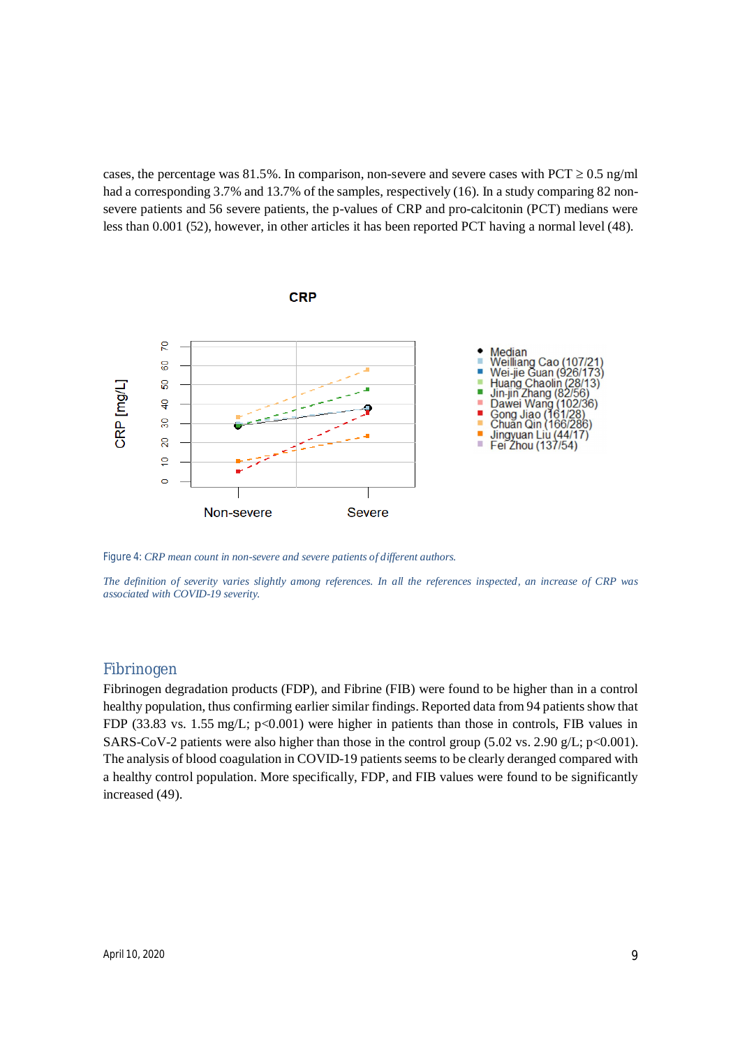cases, the percentage was 81.5%. In comparison, non-severe and severe cases with PCT ≥ 0.5 ng/ml had a corresponding 3.7% and 13.7% of the samples, respectively (16). In a study comparing 82 non-severe patients and 56 severe patients, the p-values of CRP and pro-calcitonin (PCT) medians were less than 0.001 (52), however, in other articles it has been reported PCT having a normal level (48).

Figure 4: *CRP mean count in non-severe and severe patients of different authors.*

*The definition of severity varies slightly among references. In all the references inspected, an increase of CRP was associated with COVID-19 severity.*

## Fibrinogen

Fibrinogen degradation products (FDP), and Fibrine (FIB) were found to be higher than in a control healthy population, thus confirming earlier similar findings. Reported data from 94 patients show that FDP (33.83 vs. 1.55 mg/L; $p<0.001$) were higher in patients than those in controls, FIB values in SARS-CoV-2 patients were also higher than those in the control group (5.02 vs. 2.90 g/L; $p<0.001$). The analysis of blood coagulation in COVID-19 patients seems to be clearly deranged compared with a healthy control population. More specifically, FDP, and FIB values were found to be significantly increased (49).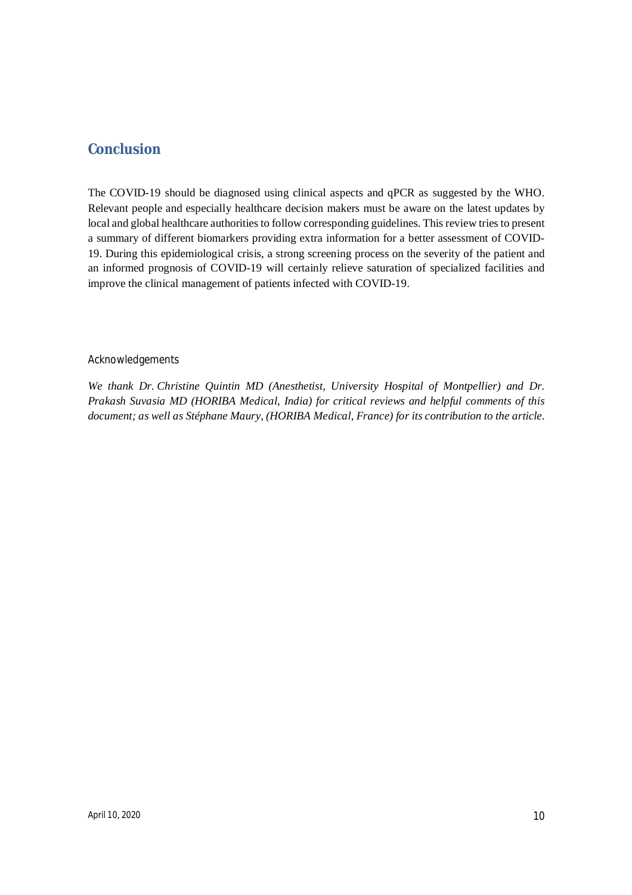## Conclusion

The COVID-19 should be diagnosed using clinical aspects and qPCR as suggested by the WHO. Relevant people and especially healthcare decision makers must be aware on the latest updates by local and global healthcare authorities to follow corresponding guidelines. This review tries to present a summary of different biomarkers providing extra information for a better assessment of COVID-19. During this epidemiological crisis, a strong screening process on the severity of the patient and an informed prognosis of COVID-19 will certainly relieve saturation of specialized facilities and improve the clinical management of patients infected with COVID-19.

### Acknowledgements

*We thank Dr. Christine Quintin MD (Anesthetist, University Hospital of Montpellier) and Dr. Prakash Suvasia MD (HORIBA Medical, India) for critical reviews and helpful comments of this document; as well as Stéphane Maury, (HORIBA Medical, France) for its contribution to the article.*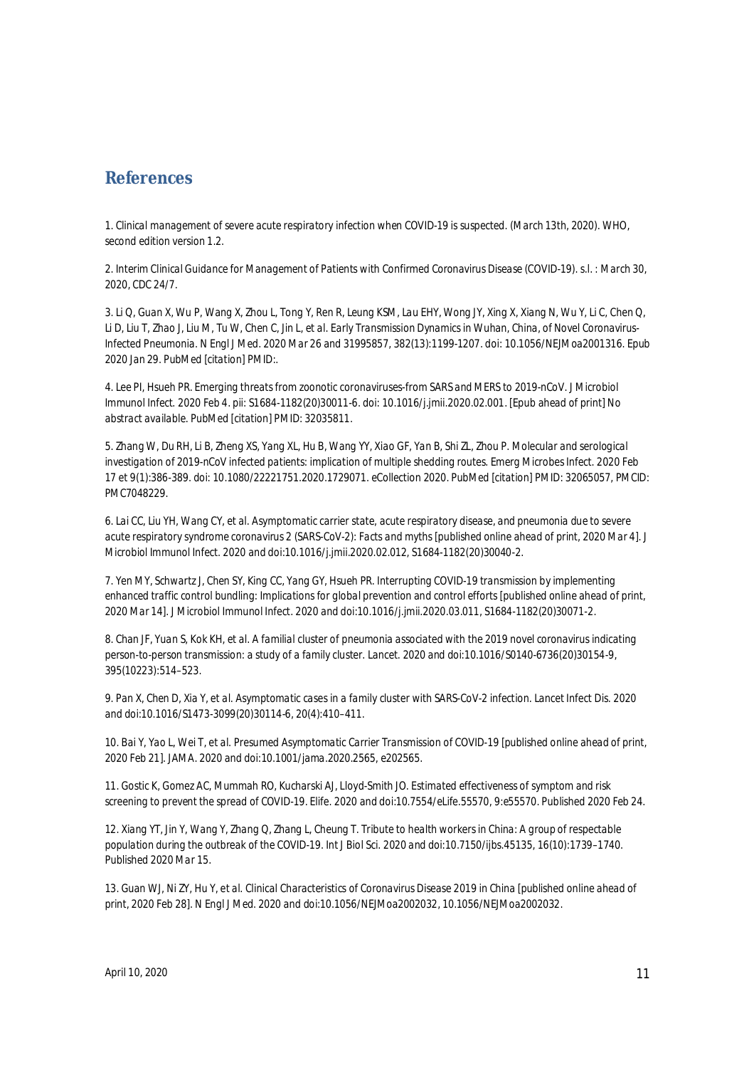## References

1. Clinical management of severe acute respiratory infection when COVID-19 is suspected. (March 13th, 2020). WHO, second edition version 1.2.

2. Interim Clinical Guidance for Management of Patients with Confirmed Coronavirus Disease (COVID-19). s.l. : March 30, 2020, CDC 24/7.

3. Li Q, Guan X, Wu P, Wang X, Zhou L, Tong Y, Ren R, Leung KSM, Lau EHY, Wong JY, Xing X, Xiang N, Wu Y, Li C, Chen Q, Li D, Liu T, Zhao J, Liu M, Tu W, Chen C, Jin L, et al. Early Transmission Dynamics in Wuhan, China, of Novel Coronavirus-Infected Pneumonia. N Engl J Med. 2020 Mar 26 and 31995857, 382(13):1199-1207. doi: 10.1056/NEJMoa2001316. Epub 2020 Jan 29. PubMed [citation] PMID:.

4. Lee PI, Hsueh PR. Emerging threats from zoonotic coronaviruses-from SARS and MERS to 2019-nCoV. J Microbiol Immunol Infect. 2020 Feb 4. pii: S1684-1182(20)30011-6. doi: 10.1016/j.jmii.2020.02.001. [Epub ahead of print] No abstract available. PubMed [citation] PMID: 32035811.

5. Zhang W, Du RH, Li B, Zheng XS, Yang XL, Hu B, Wang YY, Xiao GF, Yan B, Shi ZL, Zhou P. Molecular and serological investigation of 2019-nCoV infected patients: implication of multiple shedding routes. Emerg Microbes Infect. 2020 Feb 17 et 9(1):386-389. doi: 10.1080/22221751.2020.1729071. eCollection 2020. PubMed [citation] PMID: 32065057, PMCID: PMC7048229.

6. Lai CC, Liu YH, Wang CY, et al. Asymptomatic carrier state, acute respiratory disease, and pneumonia due to severe acute respiratory syndrome coronavirus 2 (SARS-CoV-2): Facts and myths [published online ahead of print, 2020 Mar 4]. J Microbiol Immunol Infect. 2020 and doi:10.1016/j.jmii.2020.02.012, S1684-1182(20)30040-2.

7. Yen MY, Schwartz J, Chen SY, King CC, Yang GY, Hsueh PR. Interrupting COVID-19 transmission by implementing enhanced traffic control bundling: Implications for global prevention and control efforts [published online ahead of print, 2020 Mar 14]. J Microbiol Immunol Infect. 2020 and doi:10.1016/j.jmii.2020.03.011, S1684-1182(20)30071-2.

8. Chan JF, Yuan S, Kok KH, et al. A familial cluster of pneumonia associated with the 2019 novel coronavirus indicating person-to-person transmission: a study of a family cluster. Lancet. 2020 and doi:10.1016/S0140-6736(20)30154-9, 395(10223):514–523.

9. Pan X, Chen D, Xia Y, et al. Asymptomatic cases in a family cluster with SARS-CoV-2 infection. Lancet Infect Dis. 2020 and doi:10.1016/S1473-3099(20)30114-6, 20(4):410–411.

10. Bai Y, Yao L, Wei T, et al. Presumed Asymptomatic Carrier Transmission of COVID-19 [published online ahead of print, 2020 Feb 21]. JAMA. 2020 and doi:10.1001/jama.2020.2565, e202565.

11. Gostic K, Gomez AC, Mummah RO, Kucharski AJ, Lloyd-Smith JO. Estimated effectiveness of symptom and risk screening to prevent the spread of COVID-19. Elife. 2020 and doi:10.7554/eLife.55570, 9:e55570. Published 2020 Feb 24.

12. Xiang YT, Jin Y, Wang Y, Zhang Q, Zhang L, Cheung T. Tribute to health workers in China: A group of respectable population during the outbreak of the COVID-19. Int J Biol Sci. 2020 and doi:10.7150/ijbs.45135, 16(10):1739–1740. Published 2020 Mar 15.

13. Guan WJ, Ni ZY, Hu Y, et al. Clinical Characteristics of Coronavirus Disease 2019 in China [published online ahead of print, 2020 Feb 28]. N Engl J Med. 2020 and doi:10.1056/NEJMoa2002032, 10.1056/NEJMoa2002032.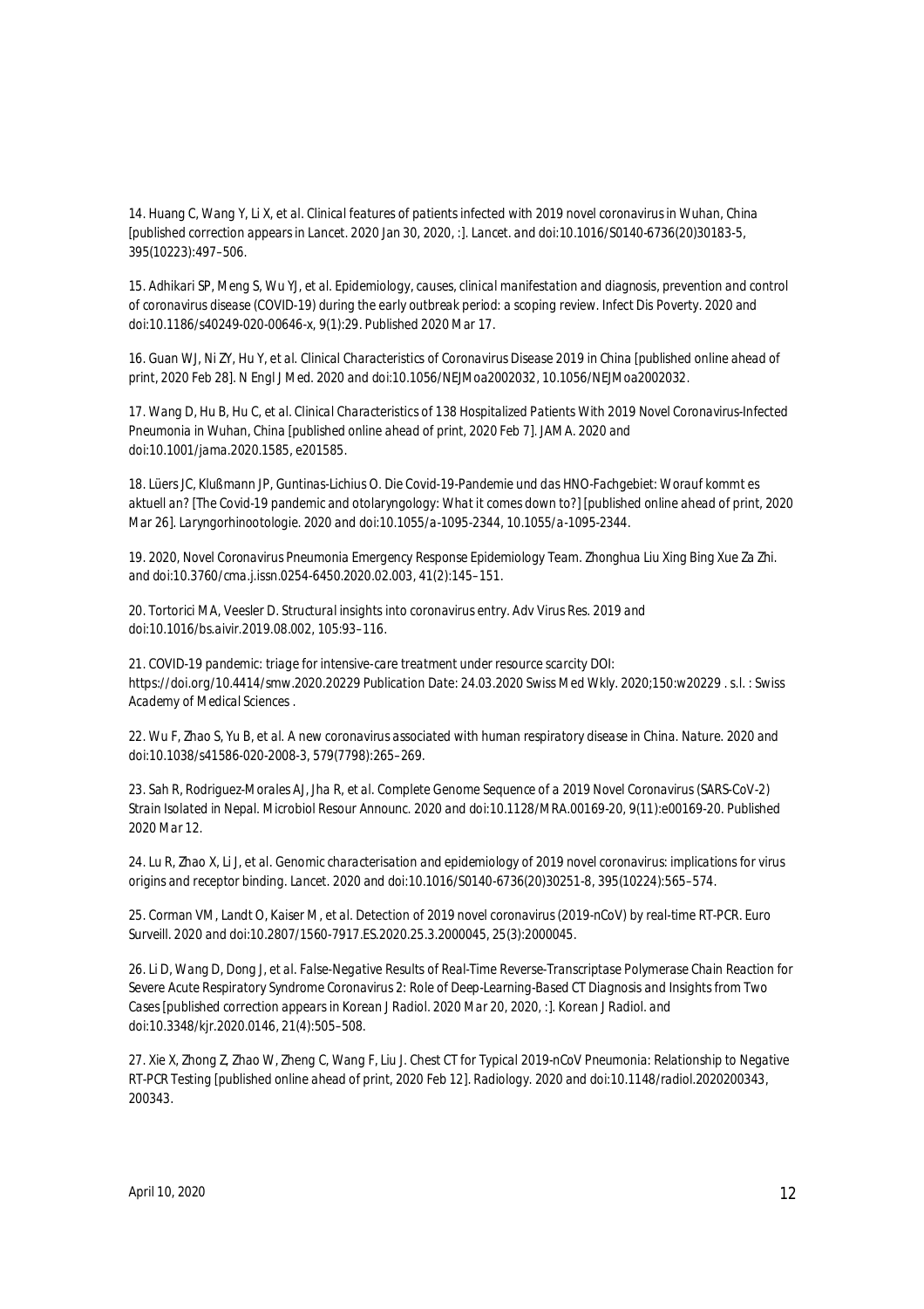14. Huang C, Wang Y, Li X, et al. Clinical features of patients infected with 2019 novel coronavirus in Wuhan, China [published correction appears in Lancet. 2020 Jan 30, 2020, :]. Lancet. and doi:10.1016/S0140-6736(20)30183-5, 395(10223):497–506.

15. Adhikari SP, Meng S, Wu YJ, et al. Epidemiology, causes, clinical manifestation and diagnosis, prevention and control of coronavirus disease (COVID-19) during the early outbreak period: a scoping review. Infect Dis Poverty. 2020 and doi:10.1186/s40249-020-00646-x, 9(1):29. Published 2020 Mar 17.

16. Guan WJ, Ni ZY, Hu Y, et al. Clinical Characteristics of Coronavirus Disease 2019 in China [published online ahead of print, 2020 Feb 28]. N Engl J Med. 2020 and doi:10.1056/NEJMoa2002032, 10.1056/NEJMoa2002032.

17. Wang D, Hu B, Hu C, et al. Clinical Characteristics of 138 Hospitalized Patients With 2019 Novel Coronavirus-Infected Pneumonia in Wuhan, China [published online ahead of print, 2020 Feb 7]. JAMA. 2020 and doi:10.1001/jama.2020.1585, e201585.

18. Lüers JC, Klußmann JP, Guntinas-Lichius O. Die Covid-19-Pandemie und das HNO-Fachgebiet: Worauf kommt es aktuell an? [The Covid-19 pandemic and otolaryngology: What it comes down to?] [published online ahead of print, 2020 Mar 26]. Laryngorhinootologie. 2020 and doi:10.1055/a-1095-2344, 10.1055/a-1095-2344.

19. 2020, Novel Coronavirus Pneumonia Emergency Response Epidemiology Team. Zhonghua Liu Xing Bing Xue Za Zhi. and doi:10.3760/cma.j.issn.0254-6450.2020.02.003, 41(2):145–151.

20. Tortorici MA, Veesler D. Structural insights into coronavirus entry. Adv Virus Res. 2019 and doi:10.1016/bs.aivir.2019.08.002, 105:93–116.

21. COVID-19 pandemic: triage for intensive-care treatment under resource scarcity DOI: https://doi.org/10.4414/smw.2020.20229 Publication Date: 24.03.2020 Swiss Med Wkly. 2020;150:w20229 . s.l. : Swiss Academy of Medical Sciences .

22. Wu F, Zhao S, Yu B, et al. A new coronavirus associated with human respiratory disease in China. Nature. 2020 and doi:10.1038/s41586-020-2008-3, 579(7798):265–269.

23. Sah R, Rodriguez-Morales AJ, Jha R, et al. Complete Genome Sequence of a 2019 Novel Coronavirus (SARS-CoV-2) Strain Isolated in Nepal. Microbiol Resour Announc. 2020 and doi:10.1128/MRA.00169-20, 9(11):e00169-20. Published 2020 Mar 12.

24. Lu R, Zhao X, Li J, et al. Genomic characterisation and epidemiology of 2019 novel coronavirus: implications for virus origins and receptor binding. Lancet. 2020 and doi:10.1016/S0140-6736(20)30251-8, 395(10224):565–574.

25. Corman VM, Landt O, Kaiser M, et al. Detection of 2019 novel coronavirus (2019-nCoV) by real-time RT-PCR. Euro Surveill. 2020 and doi:10.2807/1560-7917.ES.2020.25.3.2000045, 25(3):2000045.

26. Li D, Wang D, Dong J, et al. False-Negative Results of Real-Time Reverse-Transcriptase Polymerase Chain Reaction for Severe Acute Respiratory Syndrome Coronavirus 2: Role of Deep-Learning-Based CT Diagnosis and Insights from Two Cases [published correction appears in Korean J Radiol. 2020 Mar 20, 2020, :]. Korean J Radiol. and doi:10.3348/kjr.2020.0146, 21(4):505–508.

27. Xie X, Zhong Z, Zhao W, Zheng C, Wang F, Liu J. Chest CT for Typical 2019-nCoV Pneumonia: Relationship to Negative RT-PCR Testing [published online ahead of print, 2020 Feb 12]. Radiology. 2020 and doi:10.1148/radiol.2020200343, 200343.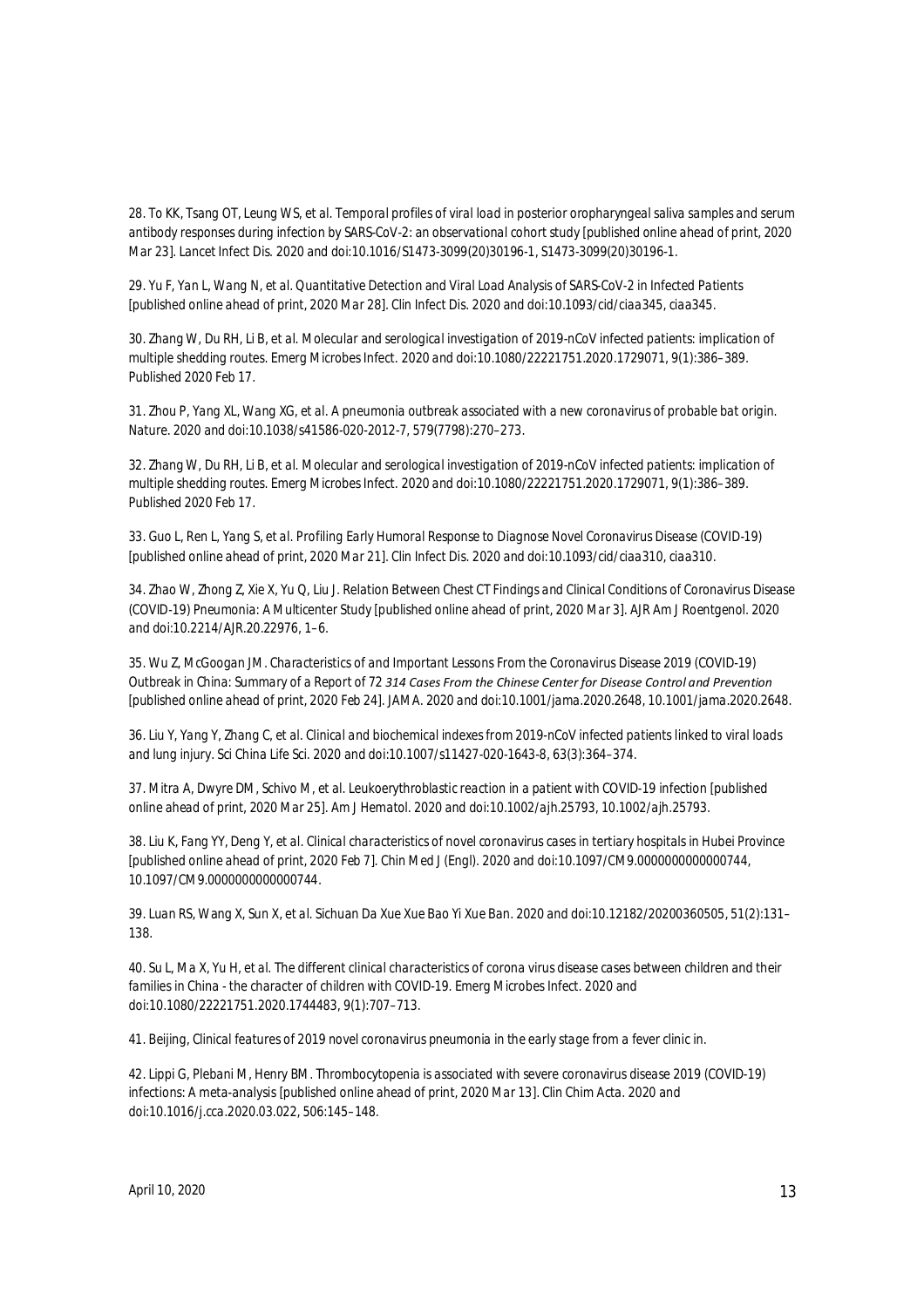28. To KK, Tsang OT, Leung WS, et al. Temporal profiles of viral load in posterior oropharyngeal saliva samples and serum antibody responses during infection by SARS-CoV-2: an observational cohort study [published online ahead of print, 2020 Mar 23]. Lancet Infect Dis. 2020 and doi:10.1016/S1473-3099(20)30196-1, S1473-3099(20)30196-1.

29. Yu F, Yan L, Wang N, et al. Quantitative Detection and Viral Load Analysis of SARS-CoV-2 in Infected Patients [published online ahead of print, 2020 Mar 28]. Clin Infect Dis. 2020 and doi:10.1093/cid/ciaa345, ciaa345.

30. Zhang W, Du RH, Li B, et al. Molecular and serological investigation of 2019-nCoV infected patients: implication of multiple shedding routes. Emerg Microbes Infect. 2020 and doi:10.1080/22221751.2020.1729071, 9(1):386–389. Published 2020 Feb 17.

31. Zhou P, Yang XL, Wang XG, et al. A pneumonia outbreak associated with a new coronavirus of probable bat origin. Nature. 2020 and doi:10.1038/s41586-020-2012-7, 579(7798):270–273.

32. Zhang W, Du RH, Li B, et al. Molecular and serological investigation of 2019-nCoV infected patients: implication of multiple shedding routes. Emerg Microbes Infect. 2020 and doi:10.1080/22221751.2020.1729071, 9(1):386–389. Published 2020 Feb 17.

33. Guo L, Ren L, Yang S, et al. Profiling Early Humoral Response to Diagnose Novel Coronavirus Disease (COVID-19) [published online ahead of print, 2020 Mar 21]. Clin Infect Dis. 2020 and doi:10.1093/cid/ciaa310, ciaa310.

34. Zhao W, Zhong Z, Xie X, Yu Q, Liu J. Relation Between Chest CT Findings and Clinical Conditions of Coronavirus Disease (COVID-19) Pneumonia: A Multicenter Study [published online ahead of print, 2020 Mar 3]. AJR Am J Roentgenol. 2020 and doi:10.2214/AJR.20.22976, 1–6.

35. Wu Z, McGoogan JM. Characteristics of and Important Lessons From the Coronavirus Disease 2019 (COVID-19) Outbreak in China: Summary of a Report of 72 314 Cases From the Chinese Center for Disease Control and Prevention [published online ahead of print, 2020 Feb 24]. JAMA. 2020 and doi:10.1001/jama.2020.2648, 10.1001/jama.2020.2648.

36. Liu Y, Yang Y, Zhang C, et al. Clinical and biochemical indexes from 2019-nCoV infected patients linked to viral loads and lung injury. Sci China Life Sci. 2020 and doi:10.1007/s11427-020-1643-8, 63(3):364–374.

37. Mitra A, Dwyre DM, Schivo M, et al. Leukoerythroblastic reaction in a patient with COVID-19 infection [published online ahead of print, 2020 Mar 25]. Am J Hematol. 2020 and doi:10.1002/ajh.25793, 10.1002/ajh.25793.

38. Liu K, Fang YY, Deng Y, et al. Clinical characteristics of novel coronavirus cases in tertiary hospitals in Hubei Province [published online ahead of print, 2020 Feb 7]. Chin Med J (Engl). 2020 and doi:10.1097/CM9.0000000000000744, 10.1097/CM9.0000000000000744.

39. Luan RS, Wang X, Sun X, et al. Sichuan Da Xue Xue Bao Yi Xue Ban. 2020 and doi:10.12182/20200360505, 51(2):131–138.

40. Su L, Ma X, Yu H, et al. The different clinical characteristics of corona virus disease cases between children and their families in China - the character of children with COVID-19. Emerg Microbes Infect. 2020 and doi:10.1080/22221751.2020.1744483, 9(1):707–713.

41. Beijing, Clinical features of 2019 novel coronavirus pneumonia in the early stage from a fever clinic in.

42. Lippi G, Plebani M, Henry BM. Thrombocytopenia is associated with severe coronavirus disease 2019 (COVID-19) infections: A meta-analysis [published online ahead of print, 2020 Mar 13]. Clin Chim Acta. 2020 and doi:10.1016/j.cca.2020.03.022, 506:145–148.

April 10, 2020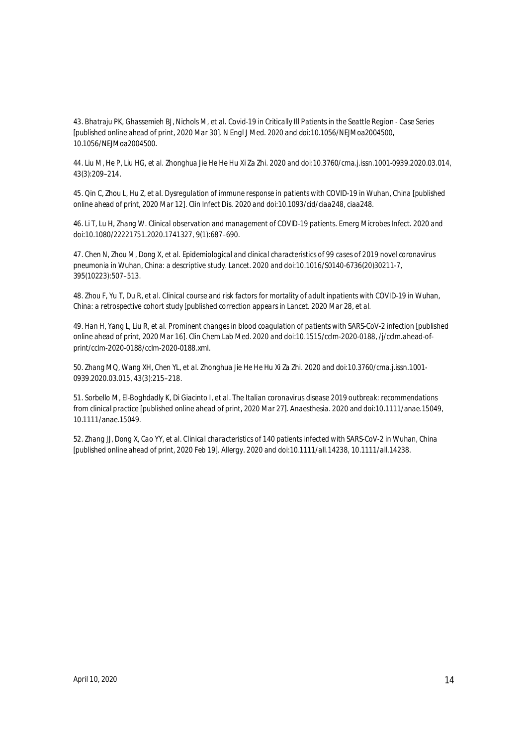43. Bhatraju PK, Ghassemieh BJ, Nichols M, et al. Covid-19 in Critically Ill Patients in the Seattle Region - Case Series [published online ahead of print, 2020 Mar 30]. N Engl J Med. 2020 and doi:10.1056/NEJMoa2004500, 10.1056/NEJMoa2004500.

44. Liu M, He P, Liu HG, et al. Zhonghua Jie He He Hu Xi Za Zhi. 2020 and doi:10.3760/cma.j.issn.1001-0939.2020.03.014, 43(3):209–214.

45. Qin C, Zhou L, Hu Z, et al. Dysregulation of immune response in patients with COVID-19 in Wuhan, China [published online ahead of print, 2020 Mar 12]. Clin Infect Dis. 2020 and doi:10.1093/cid/ciaa248, ciaa248.

46. Li T, Lu H, Zhang W. Clinical observation and management of COVID-19 patients. Emerg Microbes Infect. 2020 and doi:10.1080/22221751.2020.1741327, 9(1):687–690.

47. Chen N, Zhou M, Dong X, et al. Epidemiological and clinical characteristics of 99 cases of 2019 novel coronavirus pneumonia in Wuhan, China: a descriptive study. Lancet. 2020 and doi:10.1016/S0140-6736(20)30211-7, 395(10223):507–513.

48. Zhou F, Yu T, Du R, et al. Clinical course and risk factors for mortality of adult inpatients with COVID-19 in Wuhan, China: a retrospective cohort study [published correction appears in Lancet. 2020 Mar 28, et al.

49. Han H, Yang L, Liu R, et al. Prominent changes in blood coagulation of patients with SARS-CoV-2 infection [published online ahead of print, 2020 Mar 16]. Clin Chem Lab Med. 2020 and doi:10.1515/cclm-2020-0188, /j/cclm.ahead-of-print/cclm-2020-0188/cclm-2020-0188.xml.

50. Zhang MQ, Wang XH, Chen YL, et al. Zhonghua Jie He He Hu Xi Za Zhi. 2020 and doi:10.3760/cma.j.issn.1001-0939.2020.03.015, 43(3):215–218.

51. Sorbello M, El-Boghdadly K, Di Giacinto I, et al. The Italian coronavirus disease 2019 outbreak: recommendations from clinical practice [published online ahead of print, 2020 Mar 27]. Anaesthesia. 2020 and doi:10.1111/anae.15049, 10.1111/anae.15049.

52. Zhang JJ, Dong X, Cao YY, et al. Clinical characteristics of 140 patients infected with SARS-CoV-2 in Wuhan, China [published online ahead of print, 2020 Feb 19]. Allergy. 2020 and doi:10.1111/all.14238, 10.1111/all.14238.